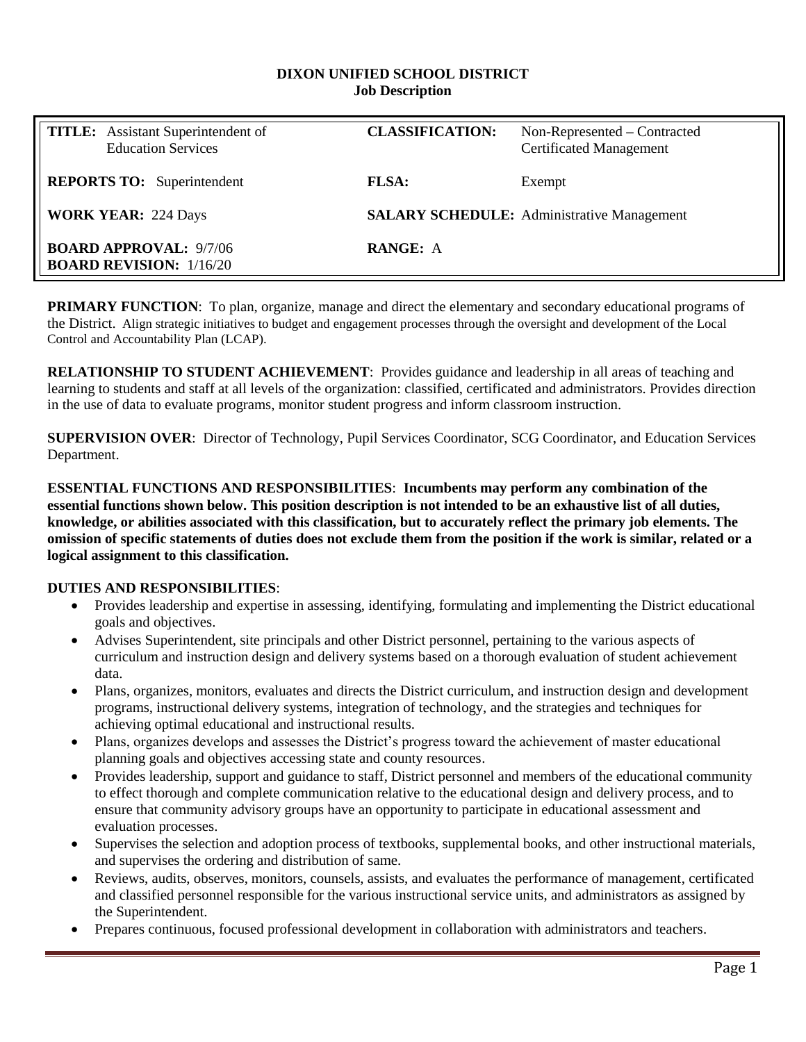**DIXON UNIFIED SCHOOL DISTRICT**
**Job Description**

| | | | |
|---|---|---|---|
| **TITLE:** Assistant Superintendent of Education Services | | **CLASSIFICATION:** | Non-Represented – Contracted Certificated Management |
| **REPORTS TO:** Superintendent | | **FLSA:** | Exempt |
| **WORK YEAR:** 224 Days | | **SALARY SCHEDULE:** Administrative Management | |
| **BOARD APPROVAL:** 9/7/06<br>**BOARD REVISION:** 1/16/20 | | **RANGE:** A | |

**PRIMARY FUNCTION**: To plan, organize, manage and direct the elementary and secondary educational programs of the District. Align strategic initiatives to budget and engagement processes through the oversight and development of the Local Control and Accountability Plan (LCAP).

**RELATIONSHIP TO STUDENT ACHIEVEMENT**: Provides guidance and leadership in all areas of teaching and learning to students and staff at all levels of the organization: classified, certificated and administrators. Provides direction in the use of data to evaluate programs, monitor student progress and inform classroom instruction.

**SUPERVISION OVER**: Director of Technology, Pupil Services Coordinator, SCG Coordinator, and Education Services Department.

**ESSENTIAL FUNCTIONS AND RESPONSIBILITIES**: **Incumbents may perform any combination of the essential functions shown below. This position description is not intended to be an exhaustive list of all duties, knowledge, or abilities associated with this classification, but to accurately reflect the primary job elements. The omission of specific statements of duties does not exclude them from the position if the work is similar, related or a logical assignment to this classification.**

**DUTIES AND RESPONSIBILITIES**:

- Provides leadership and expertise in assessing, identifying, formulating and implementing the District educational goals and objectives.
- Advises Superintendent, site principals and other District personnel, pertaining to the various aspects of curriculum and instruction design and delivery systems based on a thorough evaluation of student achievement data.
- Plans, organizes, monitors, evaluates and directs the District curriculum, and instruction design and development programs, instructional delivery systems, integration of technology, and the strategies and techniques for achieving optimal educational and instructional results.
- Plans, organizes develops and assesses the District's progress toward the achievement of master educational planning goals and objectives accessing state and county resources.
- Provides leadership, support and guidance to staff, District personnel and members of the educational community to effect thorough and complete communication relative to the educational design and delivery process, and to ensure that community advisory groups have an opportunity to participate in educational assessment and evaluation processes.
- Supervises the selection and adoption process of textbooks, supplemental books, and other instructional materials, and supervises the ordering and distribution of same.
- Reviews, audits, observes, monitors, counsels, assists, and evaluates the performance of management, certificated and classified personnel responsible for the various instructional service units, and administrators as assigned by the Superintendent.
- Prepares continuous, focused professional development in collaboration with administrators and teachers.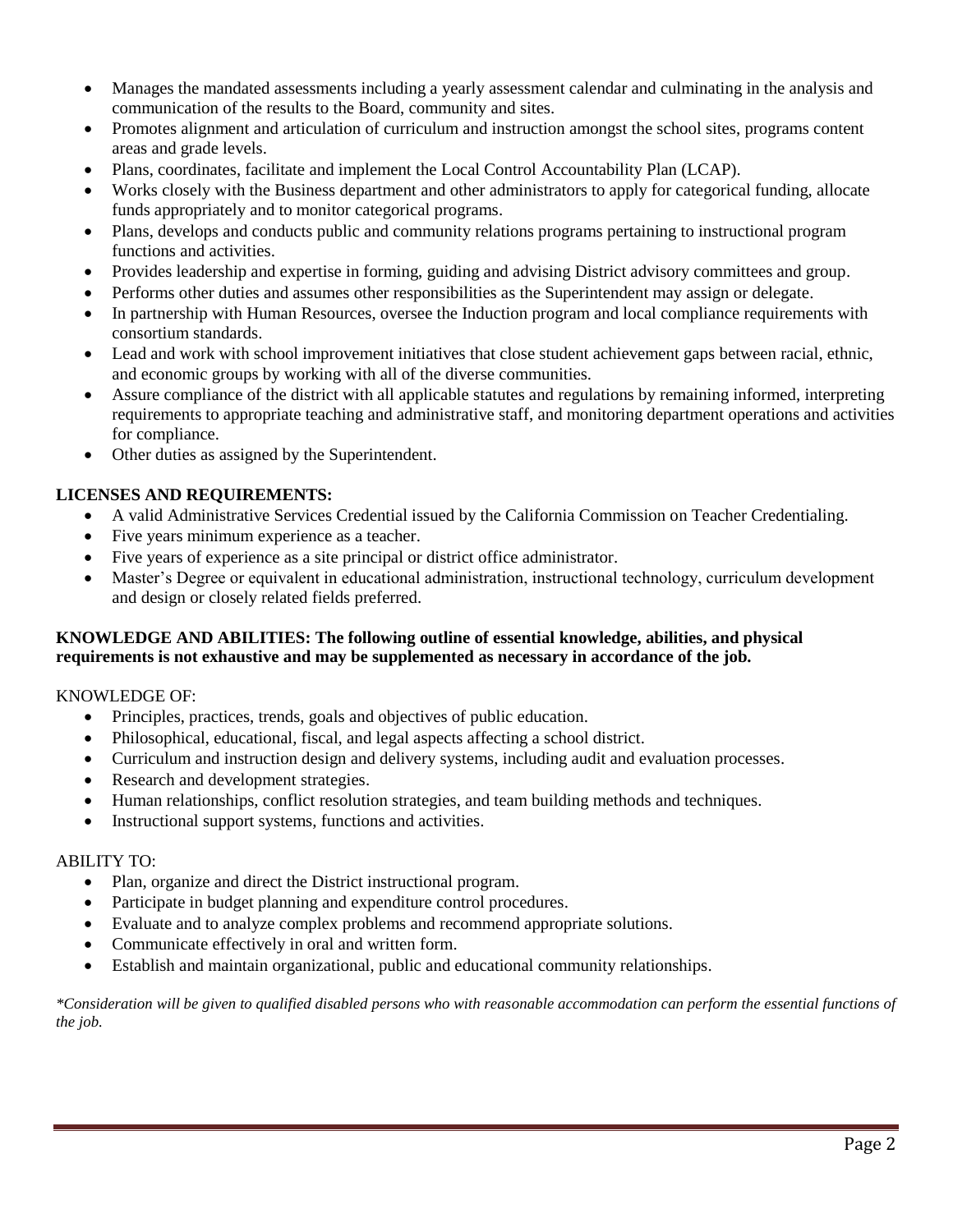- Manages the mandated assessments including a yearly assessment calendar and culminating in the analysis and communication of the results to the Board, community and sites.
- Promotes alignment and articulation of curriculum and instruction amongst the school sites, programs content areas and grade levels.
- Plans, coordinates, facilitate and implement the Local Control Accountability Plan (LCAP).
- Works closely with the Business department and other administrators to apply for categorical funding, allocate funds appropriately and to monitor categorical programs.
- Plans, develops and conducts public and community relations programs pertaining to instructional program functions and activities.
- Provides leadership and expertise in forming, guiding and advising District advisory committees and group.
- Performs other duties and assumes other responsibilities as the Superintendent may assign or delegate.
- In partnership with Human Resources, oversee the Induction program and local compliance requirements with consortium standards.
- Lead and work with school improvement initiatives that close student achievement gaps between racial, ethnic, and economic groups by working with all of the diverse communities.
- Assure compliance of the district with all applicable statutes and regulations by remaining informed, interpreting requirements to appropriate teaching and administrative staff, and monitoring department operations and activities for compliance.
- Other duties as assigned by the Superintendent.

**LICENSES AND REQUIREMENTS:**

- A valid Administrative Services Credential issued by the California Commission on Teacher Credentialing.
- Five years minimum experience as a teacher.
- Five years of experience as a site principal or district office administrator.
- Master's Degree or equivalent in educational administration, instructional technology, curriculum development and design or closely related fields preferred.

**KNOWLEDGE AND ABILITIES: The following outline of essential knowledge, abilities, and physical requirements is not exhaustive and may be supplemented as necessary in accordance of the job.**

KNOWLEDGE OF:

- Principles, practices, trends, goals and objectives of public education.
- Philosophical, educational, fiscal, and legal aspects affecting a school district.
- Curriculum and instruction design and delivery systems, including audit and evaluation processes.
- Research and development strategies.
- Human relationships, conflict resolution strategies, and team building methods and techniques.
- Instructional support systems, functions and activities.

ABILITY TO:

- Plan, organize and direct the District instructional program.
- Participate in budget planning and expenditure control procedures.
- Evaluate and to analyze complex problems and recommend appropriate solutions.
- Communicate effectively in oral and written form.
- Establish and maintain organizational, public and educational community relationships.

*\*Consideration will be given to qualified disabled persons who with reasonable accommodation can perform the essential functions of the job.*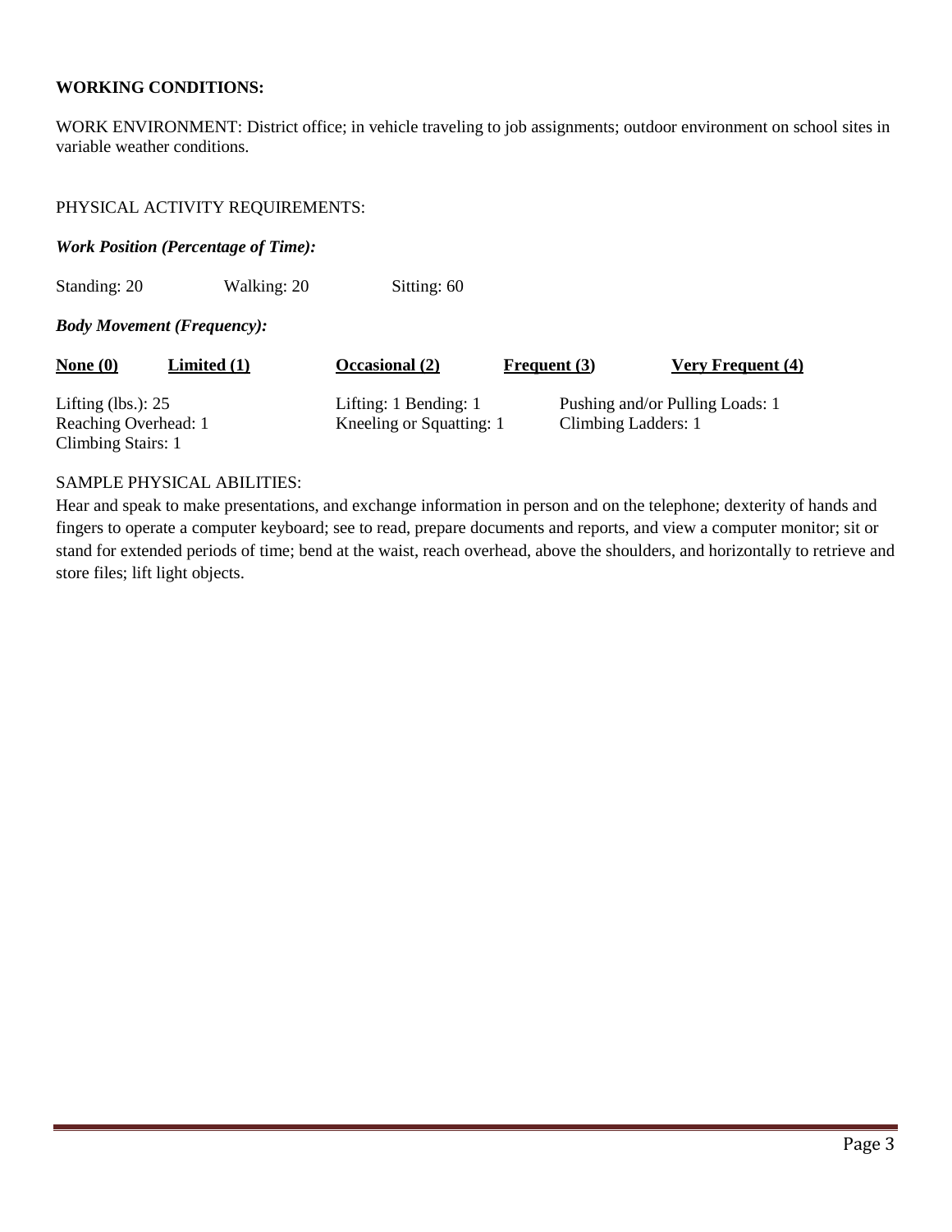**WORKING CONDITIONS:**

WORK ENVIRONMENT: District office; in vehicle traveling to job assignments; outdoor environment on school sites in variable weather conditions.

PHYSICAL ACTIVITY REQUIREMENTS:

***Work Position (Percentage of Time):***

Standing: 20 Walking: 20 Sitting: 60

***Body Movement (Frequency):***

| **None (0)** | **Limited (1)** | **Occasional (2)** | **Frequent (3)** | **Very Frequent (4)** |
|---|---|---|---|---|

Lifting (lbs.): 25
Reaching Overhead: 1
Climbing Stairs: 1
Lifting: 1 Bending: 1
Kneeling or Squatting: 1
Pushing and/or Pulling Loads: 1
Climbing Ladders: 1

SAMPLE PHYSICAL ABILITIES:
Hear and speak to make presentations, and exchange information in person and on the telephone; dexterity of hands and fingers to operate a computer keyboard; see to read, prepare documents and reports, and view a computer monitor; sit or stand for extended periods of time; bend at the waist, reach overhead, above the shoulders, and horizontally to retrieve and store files; lift light objects.